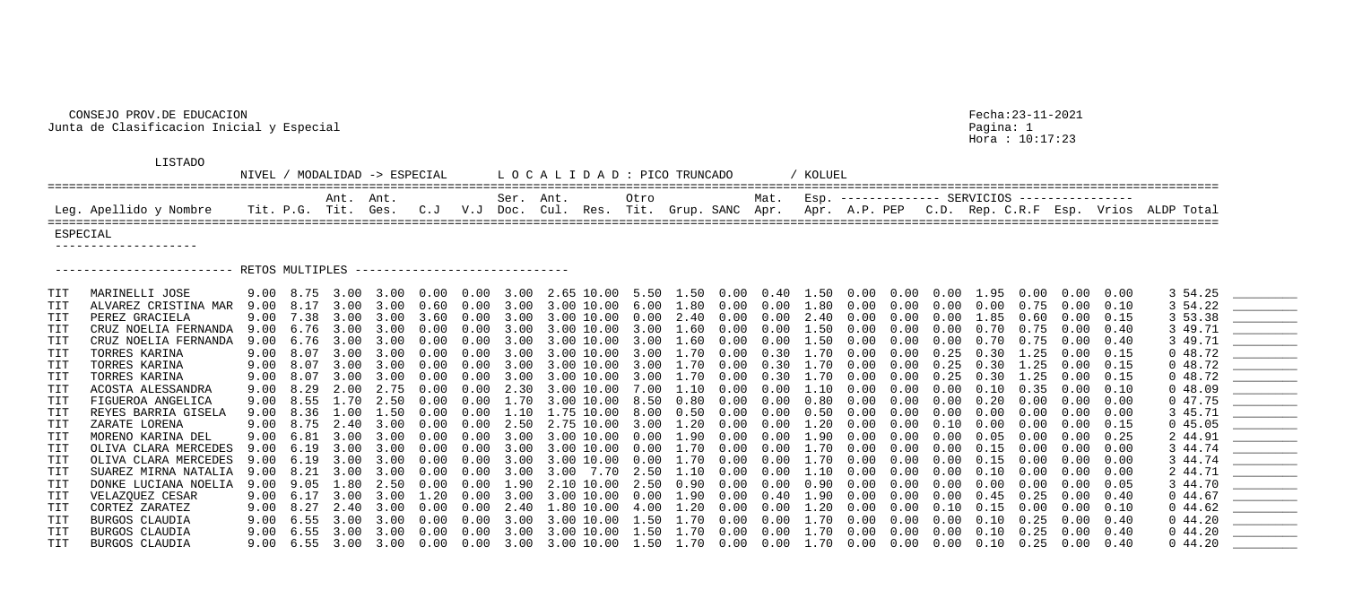CONSEJO PROV.DE EDUCACION
Junta de Clasificacion Inicial y Especial

Fecha:23-11-2021
Hora : 10:17:23

LISTADO

NIVEL / MODALIDAD -> ESPECIAL    L O C A L I D A D : PICO TRUNCADO    / KOLUEL

## ESPECIAL

### RETOS MULTIPLES

| Leg. | Apellido y Nombre | Tit. | P.G. | Ant. Tit. | Ant. Ges. | C.J | V.J | Ser. Doc. | Ant. Cul. | Res. | Otro Tit. | Grup. | SANC | Mat. Apr. | Esp. Apr. | A.P. | PEP | C.D. | Rep. | C.R.F | Esp. | Vrios | ALDP | Total |
|---|---|---|---|---|---|---|---|---|---|---|---|---|---|---|---|---|---|---|---|---|---|---|---|---|
| | | | | | | | | | | | | | | | | | | SERVICIOS | | | | | | |
| TIT | MARINELLI JOSE | 9.00 | 8.75 | 3.00 | 3.00 | 0.00 | 0.00 | 3.00 | 2.65 | 10.00 | 5.50 | 1.50 | 0.00 | 0.40 | 1.50 | 0.00 | 0.00 | 0.00 | 1.95 | 0.00 | 0.00 | 0.00 | 3 | 54.25 |
| TIT | ALVAREZ CRISTINA MAR | 9.00 | 8.17 | 3.00 | 3.00 | 0.60 | 0.00 | 3.00 | 3.00 | 10.00 | 6.00 | 1.80 | 0.00 | 0.00 | 1.80 | 0.00 | 0.00 | 0.00 | 0.00 | 0.75 | 0.00 | 0.10 | 3 | 54.22 |
| TIT | PEREZ GRACIELA | 9.00 | 7.38 | 3.00 | 3.00 | 3.60 | 0.00 | 3.00 | 3.00 | 10.00 | 0.00 | 2.40 | 0.00 | 0.00 | 2.40 | 0.00 | 0.00 | 0.00 | 1.85 | 0.60 | 0.00 | 0.15 | 3 | 53.38 |
| TIT | CRUZ NOELIA FERNANDA | 9.00 | 6.76 | 3.00 | 3.00 | 0.00 | 0.00 | 3.00 | 3.00 | 10.00 | 3.00 | 1.60 | 0.00 | 0.00 | 1.50 | 0.00 | 0.00 | 0.00 | 0.70 | 0.75 | 0.00 | 0.40 | 3 | 49.71 |
| TIT | CRUZ NOELIA FERNANDA | 9.00 | 6.76 | 3.00 | 3.00 | 0.00 | 0.00 | 3.00 | 3.00 | 10.00 | 3.00 | 1.60 | 0.00 | 0.00 | 1.50 | 0.00 | 0.00 | 0.00 | 0.70 | 0.75 | 0.00 | 0.40 | 3 | 49.71 |
| TIT | TORRES KARINA | 9.00 | 8.07 | 3.00 | 3.00 | 0.00 | 0.00 | 3.00 | 3.00 | 10.00 | 3.00 | 1.70 | 0.00 | 0.30 | 1.70 | 0.00 | 0.00 | 0.25 | 0.30 | 1.25 | 0.00 | 0.15 | 0 | 48.72 |
| TIT | TORRES KARINA | 9.00 | 8.07 | 3.00 | 3.00 | 0.00 | 0.00 | 3.00 | 3.00 | 10.00 | 3.00 | 1.70 | 0.00 | 0.30 | 1.70 | 0.00 | 0.00 | 0.25 | 0.30 | 1.25 | 0.00 | 0.15 | 0 | 48.72 |
| TIT | TORRES KARINA | 9.00 | 8.07 | 3.00 | 3.00 | 0.00 | 0.00 | 3.00 | 3.00 | 10.00 | 3.00 | 1.70 | 0.00 | 0.30 | 1.70 | 0.00 | 0.00 | 0.25 | 0.30 | 1.25 | 0.00 | 0.15 | 0 | 48.72 |
| TIT | ACOSTA ALESSANDRA | 9.00 | 8.29 | 2.00 | 2.75 | 0.00 | 0.00 | 2.30 | 3.00 | 10.00 | 7.00 | 1.10 | 0.00 | 0.00 | 1.10 | 0.00 | 0.00 | 0.00 | 0.10 | 0.35 | 0.00 | 0.10 | 0 | 48.09 |
| TIT | FIGUEROA ANGELICA | 9.00 | 8.55 | 1.70 | 2.50 | 0.00 | 0.00 | 1.70 | 3.00 | 10.00 | 8.50 | 0.80 | 0.00 | 0.00 | 0.80 | 0.00 | 0.00 | 0.00 | 0.20 | 0.00 | 0.00 | 0.00 | 0 | 47.75 |
| TIT | REYES BARRIA GISELA | 9.00 | 8.36 | 1.00 | 1.50 | 0.00 | 0.00 | 1.10 | 1.75 | 10.00 | 8.00 | 0.50 | 0.00 | 0.00 | 0.50 | 0.00 | 0.00 | 0.00 | 0.00 | 0.00 | 0.00 | 0.00 | 3 | 45.71 |
| TIT | ZARATE LORENA | 9.00 | 8.75 | 2.40 | 3.00 | 0.00 | 0.00 | 2.50 | 2.75 | 10.00 | 3.00 | 1.20 | 0.00 | 0.00 | 1.20 | 0.00 | 0.00 | 0.10 | 0.00 | 0.00 | 0.00 | 0.15 | 0 | 45.05 |
| TIT | MORENO KARINA DEL | 9.00 | 6.81 | 3.00 | 3.00 | 0.00 | 0.00 | 3.00 | 3.00 | 10.00 | 0.00 | 1.90 | 0.00 | 0.00 | 1.90 | 0.00 | 0.00 | 0.00 | 0.05 | 0.00 | 0.00 | 0.25 | 2 | 44.91 |
| TIT | OLIVA CLARA MERCEDES | 9.00 | 6.19 | 3.00 | 3.00 | 0.00 | 0.00 | 3.00 | 3.00 | 10.00 | 0.00 | 1.70 | 0.00 | 0.00 | 1.70 | 0.00 | 0.00 | 0.00 | 0.15 | 0.00 | 0.00 | 0.00 | 3 | 44.74 |
| TIT | OLIVA CLARA MERCEDES | 9.00 | 6.19 | 3.00 | 3.00 | 0.00 | 0.00 | 3.00 | 3.00 | 10.00 | 0.00 | 1.70 | 0.00 | 0.00 | 1.70 | 0.00 | 0.00 | 0.00 | 0.15 | 0.00 | 0.00 | 0.00 | 3 | 44.74 |
| TIT | SUAREZ MIRNA NATALIA | 9.00 | 8.21 | 3.00 | 3.00 | 0.00 | 0.00 | 3.00 | 3.00 | 7.70 | 2.50 | 1.10 | 0.00 | 0.00 | 1.10 | 0.00 | 0.00 | 0.00 | 0.10 | 0.00 | 0.00 | 0.00 | 2 | 44.71 |
| TIT | DONKE LUCIANA NOELIA | 9.00 | 9.05 | 1.80 | 2.50 | 0.00 | 0.00 | 1.90 | 2.10 | 10.00 | 2.50 | 0.90 | 0.00 | 0.00 | 0.90 | 0.00 | 0.00 | 0.00 | 0.00 | 0.00 | 0.00 | 0.05 | 3 | 44.70 |
| TIT | VELAZQUEZ CESAR | 9.00 | 6.17 | 3.00 | 3.00 | 1.20 | 0.00 | 3.00 | 3.00 | 10.00 | 0.00 | 1.90 | 0.00 | 0.40 | 1.90 | 0.00 | 0.00 | 0.00 | 0.45 | 0.25 | 0.00 | 0.40 | 0 | 44.67 |
| TIT | CORTEZ ZARATEZ | 9.00 | 8.27 | 2.40 | 3.00 | 0.00 | 0.00 | 2.40 | 1.80 | 10.00 | 4.00 | 1.20 | 0.00 | 0.00 | 1.20 | 0.00 | 0.00 | 0.10 | 0.15 | 0.00 | 0.00 | 0.10 | 0 | 44.62 |
| TIT | BURGOS CLAUDIA | 9.00 | 6.55 | 3.00 | 3.00 | 0.00 | 0.00 | 3.00 | 3.00 | 10.00 | 1.50 | 1.70 | 0.00 | 0.00 | 1.70 | 0.00 | 0.00 | 0.00 | 0.10 | 0.25 | 0.00 | 0.40 | 0 | 44.20 |
| TIT | BURGOS CLAUDIA | 9.00 | 6.55 | 3.00 | 3.00 | 0.00 | 0.00 | 3.00 | 3.00 | 10.00 | 1.50 | 1.70 | 0.00 | 0.00 | 1.70 | 0.00 | 0.00 | 0.00 | 0.10 | 0.25 | 0.00 | 0.40 | 0 | 44.20 |
| TIT | BURGOS CLAUDIA | 9.00 | 6.55 | 3.00 | 3.00 | 0.00 | 0.00 | 3.00 | 3.00 | 10.00 | 1.50 | 1.70 | 0.00 | 0.00 | 1.70 | 0.00 | 0.00 | 0.00 | 0.10 | 0.25 | 0.00 | 0.40 | 0 | 44.20 |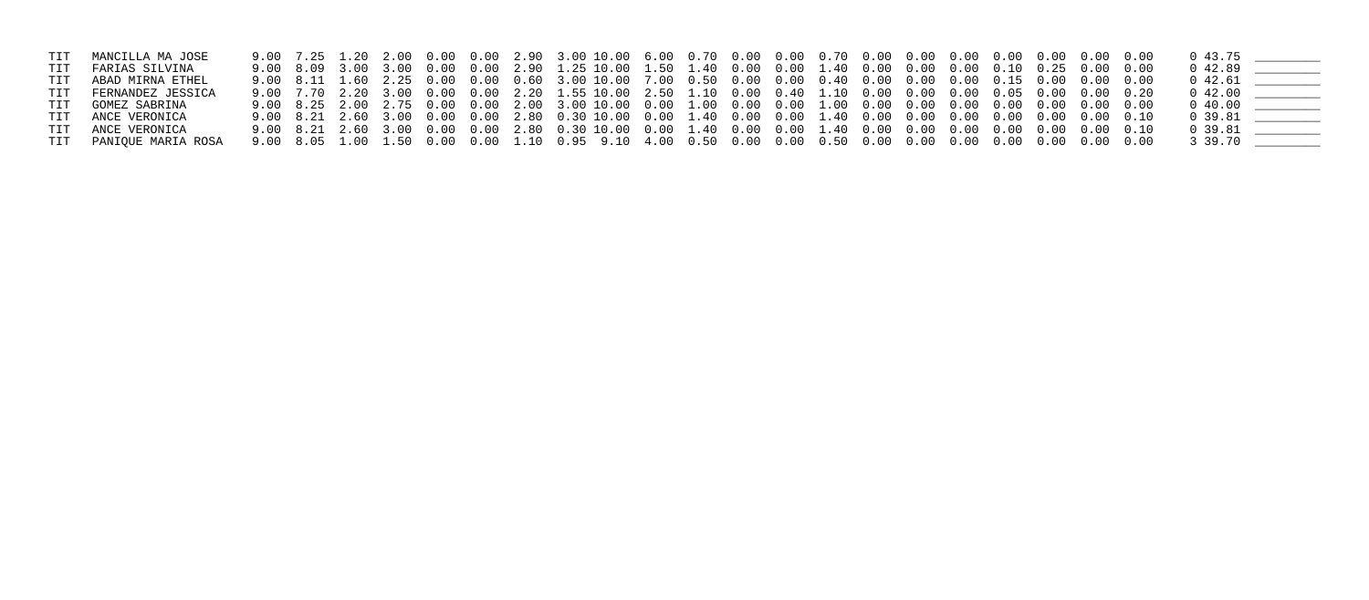| | | | | | | | | | | | | | | | | | | | | | | | | | |
|---|---|---|---|---|---|---|---|---|---|---|---|---|---|---|---|---|---|---|---|---|---|---|---|---|---|
| TIT | MANCILLA MA JOSE | 9.00 | 7.25 | 1.20 | 2.00 | 0.00 | 0.00 | 2.90 | 3.00 | 10.00 | 6.00 | 0.70 | 0.00 | 0.00 | 0.70 | 0.00 | 0.00 | 0.00 | 0.00 | 0.00 | 0.00 | 0.00 | 0 | 43.75 | ________ |
| TIT | FARIAS SILVINA | 9.00 | 8.09 | 3.00 | 3.00 | 0.00 | 0.00 | 2.90 | 1.25 | 10.00 | 1.50 | 1.40 | 0.00 | 0.00 | 1.40 | 0.00 | 0.00 | 0.00 | 0.10 | 0.25 | 0.00 | 0.00 | 0 | 42.89 | ________ |
| TIT | ABAD MIRNA ETHEL | 9.00 | 8.11 | 1.60 | 2.25 | 0.00 | 0.00 | 0.60 | 3.00 | 10.00 | 7.00 | 0.50 | 0.00 | 0.00 | 0.40 | 0.00 | 0.00 | 0.00 | 0.15 | 0.00 | 0.00 | 0.00 | 0 | 42.61 | ________ |
| TIT | FERNANDEZ JESSICA | 9.00 | 7.70 | 2.20 | 3.00 | 0.00 | 0.00 | 2.20 | 1.55 | 10.00 | 2.50 | 1.10 | 0.00 | 0.40 | 1.10 | 0.00 | 0.00 | 0.00 | 0.05 | 0.00 | 0.00 | 0.20 | 0 | 42.00 | ________ |
| TIT | GOMEZ SABRINA | 9.00 | 8.25 | 2.00 | 2.75 | 0.00 | 0.00 | 2.00 | 3.00 | 10.00 | 0.00 | 1.00 | 0.00 | 0.00 | 1.00 | 0.00 | 0.00 | 0.00 | 0.00 | 0.00 | 0.00 | 0.00 | 0 | 40.00 | ________ |
| TIT | ANCE VERONICA | 9.00 | 8.21 | 2.60 | 3.00 | 0.00 | 0.00 | 2.80 | 0.30 | 10.00 | 0.00 | 1.40 | 0.00 | 0.00 | 1.40 | 0.00 | 0.00 | 0.00 | 0.00 | 0.00 | 0.00 | 0.10 | 0 | 39.81 | ________ |
| TIT | ANCE VERONICA | 9.00 | 8.21 | 2.60 | 3.00 | 0.00 | 0.00 | 2.80 | 0.30 | 10.00 | 0.00 | 1.40 | 0.00 | 0.00 | 1.40 | 0.00 | 0.00 | 0.00 | 0.00 | 0.00 | 0.00 | 0.10 | 0 | 39.81 | ________ |
| TIT | PANIQUE MARIA ROSA | 9.00 | 8.05 | 1.00 | 1.50 | 0.00 | 0.00 | 1.10 | 0.95 | 9.10 | 4.00 | 0.50 | 0.00 | 0.00 | 0.50 | 0.00 | 0.00 | 0.00 | 0.00 | 0.00 | 0.00 | 0.00 | 3 | 39.70 | ________ |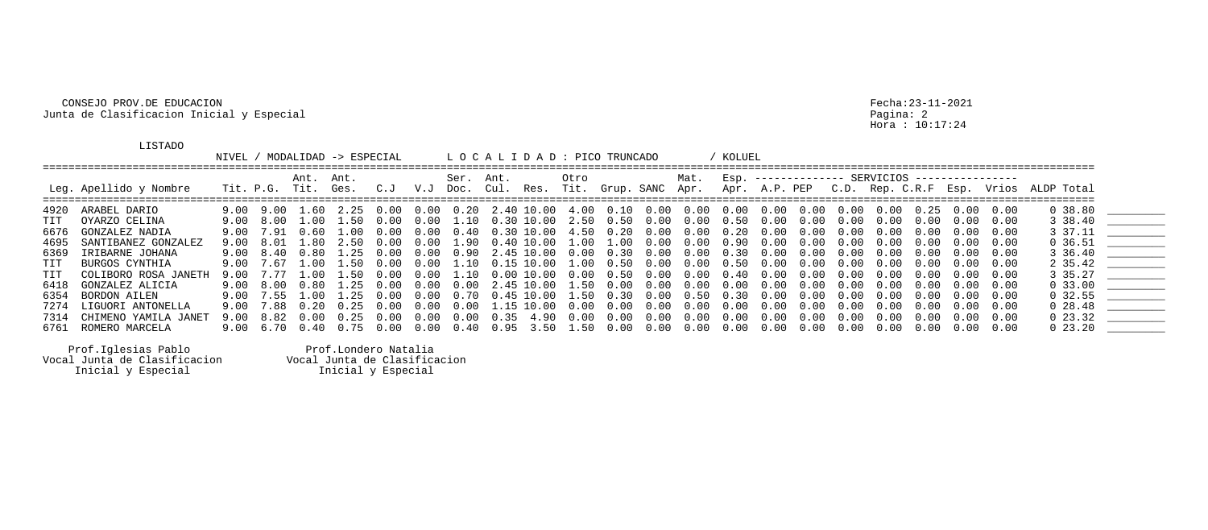CONSEJO PROV.DE EDUCACION
Junta de Clasificacion Inicial y Especial

Fecha:23-11-2021
Hora : 10:17:24

LISTADO

NIVEL / MODALIDAD -> ESPECIAL L O C A L I D A D : PICO TRUNCADO / KOLUEL

| Leg. | Apellido y Nombre | Tit. | P.G. | Ant. Tit. | Ant. Ges. | C.J | V.J | Ser. Doc. | Ant. Cul. | Res. | Otro Tit. | Grup. | SANC | Mat. Apr. | Esp. Apr. | A.P. | PEP | C.D. | Rep. | C.R.F | Esp. | Vrios | ALDP | Total |
|---|---|---|---|---|---|---|---|---|---|---|---|---|---|---|---|---|---|---|---|---|---|---|---|---|
| 4920 | ARABEL DARIO | 9.00 | 9.00 | 1.60 | 2.25 | 0.00 | 0.00 | 0.20 | 2.40 | 10.00 | 4.00 | 0.10 | 0.00 | 0.00 | 0.00 | 0.00 | 0.00 | 0.00 | 0.00 | 0.25 | 0.00 | 0.00 | 0 | 38.80 |
| TIT | OYARZO CELINA | 9.00 | 8.00 | 1.00 | 1.50 | 0.00 | 0.00 | 1.10 | 0.30 | 10.00 | 2.50 | 0.50 | 0.00 | 0.00 | 0.50 | 0.00 | 0.00 | 0.00 | 0.00 | 0.00 | 0.00 | 0.00 | 3 | 38.40 |
| 6676 | GONZALEZ NADIA | 9.00 | 7.91 | 0.60 | 1.00 | 0.00 | 0.00 | 0.40 | 0.30 | 10.00 | 4.50 | 0.20 | 0.00 | 0.00 | 0.20 | 0.00 | 0.00 | 0.00 | 0.00 | 0.00 | 0.00 | 0.00 | 3 | 37.11 |
| 4695 | SANTIBANEZ GONZALEZ | 9.00 | 8.01 | 1.80 | 2.50 | 0.00 | 0.00 | 1.90 | 0.40 | 10.00 | 1.00 | 1.00 | 0.00 | 0.00 | 0.90 | 0.00 | 0.00 | 0.00 | 0.00 | 0.00 | 0.00 | 0.00 | 0 | 36.51 |
| 6369 | IRIBARNE JOHANA | 9.00 | 8.40 | 0.80 | 1.25 | 0.00 | 0.00 | 0.90 | 2.45 | 10.00 | 0.00 | 0.30 | 0.00 | 0.00 | 0.30 | 0.00 | 0.00 | 0.00 | 0.00 | 0.00 | 0.00 | 0.00 | 3 | 36.40 |
| TIT | BURGOS CYNTHIA | 9.00 | 7.67 | 1.00 | 1.50 | 0.00 | 0.00 | 1.10 | 0.15 | 10.00 | 1.00 | 0.50 | 0.00 | 0.00 | 0.50 | 0.00 | 0.00 | 0.00 | 0.00 | 0.00 | 0.00 | 0.00 | 2 | 35.42 |
| TIT | COLIBORO ROSA JANETH | 9.00 | 7.77 | 1.00 | 1.50 | 0.00 | 0.00 | 1.10 | 0.00 | 10.00 | 0.00 | 0.50 | 0.00 | 0.00 | 0.40 | 0.00 | 0.00 | 0.00 | 0.00 | 0.00 | 0.00 | 0.00 | 3 | 35.27 |
| 6418 | GONZALEZ ALICIA | 9.00 | 8.00 | 0.80 | 1.25 | 0.00 | 0.00 | 0.00 | 2.45 | 10.00 | 1.50 | 0.00 | 0.00 | 0.00 | 0.00 | 0.00 | 0.00 | 0.00 | 0.00 | 0.00 | 0.00 | 0.00 | 0 | 33.00 |
| 6354 | BORDON AILEN | 9.00 | 7.55 | 1.00 | 1.25 | 0.00 | 0.00 | 0.70 | 0.45 | 10.00 | 1.50 | 0.30 | 0.00 | 0.50 | 0.30 | 0.00 | 0.00 | 0.00 | 0.00 | 0.00 | 0.00 | 0.00 | 0 | 32.55 |
| 7274 | LIGUORI ANTONELLA | 9.00 | 7.88 | 0.20 | 0.25 | 0.00 | 0.00 | 0.00 | 1.15 | 10.00 | 0.00 | 0.00 | 0.00 | 0.00 | 0.00 | 0.00 | 0.00 | 0.00 | 0.00 | 0.00 | 0.00 | 0.00 | 0 | 28.48 |
| 7314 | CHIMENO YAMILA JANET | 9.00 | 8.82 | 0.00 | 0.25 | 0.00 | 0.00 | 0.00 | 0.35 | 4.90 | 0.00 | 0.00 | 0.00 | 0.00 | 0.00 | 0.00 | 0.00 | 0.00 | 0.00 | 0.00 | 0.00 | 0.00 | 0 | 23.32 |
| 6761 | ROMERO MARCELA | 9.00 | 6.70 | 0.40 | 0.75 | 0.00 | 0.00 | 0.40 | 0.95 | 3.50 | 1.50 | 0.00 | 0.00 | 0.00 | 0.00 | 0.00 | 0.00 | 0.00 | 0.00 | 0.00 | 0.00 | 0.00 | 0 | 23.20 |

Prof.Iglesias Pablo
Vocal Junta de Clasificacion
Inicial y Especial

Prof.Londero Natalia
Vocal Junta de Clasificacion
Inicial y Especial